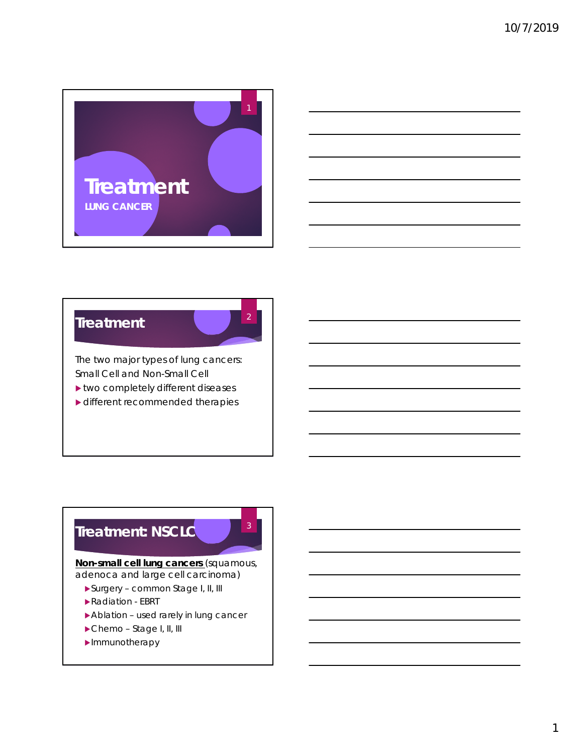# Treatment

## LUNG CANCER

## Treatment

The two major types of lung cancers: Small Cell and Non-Small Cell

- two completely different diseases
- different recommended therapies

## Treatment: NSCLC

**Non-small cell lung cancers** (squamous, adenoca and large cell carcinoma)

- Surgery – common Stage I, II, III
- Radiation - EBRT
- Ablation – used rarely in lung cancer
- Chemo – Stage I, II, III
- Immunotherapy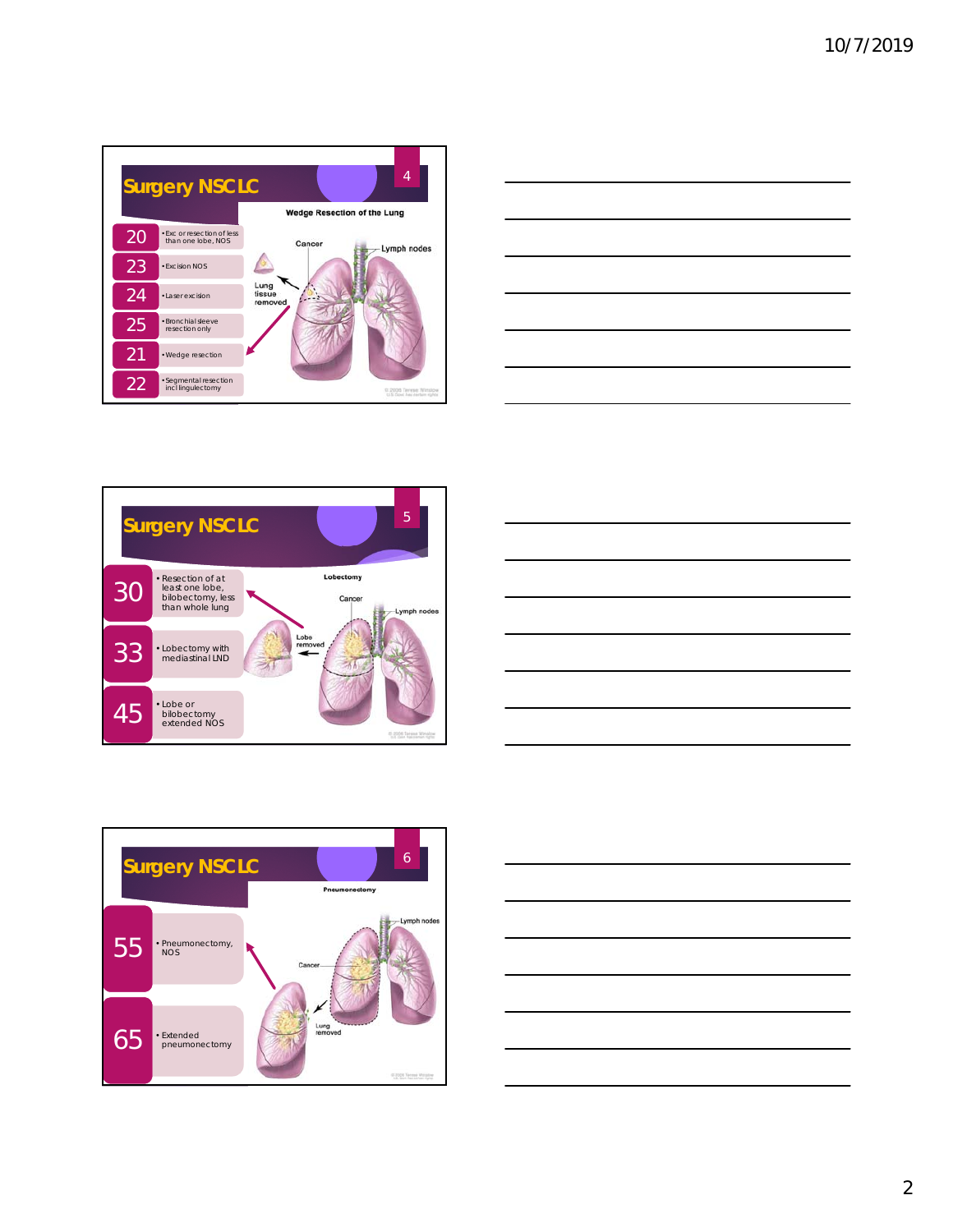## Surgery NSCLC

| Code | Description |
|---|---|
| 20 | Exc or resection of less than one lobe, NOS |
| 23 | Excision NOS |
| 24 | Laser excision |
| 25 | Bronchial sleeve resection only |
| 21 | Wedge resection |
| 22 | Segmental resection incl lingulectomy |

Wedge Resection of the Lung

Cancer — Lymph nodes — Lung tissue removed

## Surgery NSCLC

| Code | Description |
|---|---|
| 30 | Resection of at least one lobe, bilobectomy, less than whole lung |
| 33 | Lobectomy with mediastinal LND |
| 45 | Lobe or bilobectomy extended NOS |

Lobectomy

Cancer — Lymph nodes — Lobe removed

## Surgery NSCLC

| Code | Description |
|---|---|
| 55 | Pneumonectomy, NOS |
| 65 | Extended pneumonectomy |

Pneumonectomy

Lymph nodes — Cancer — Lung removed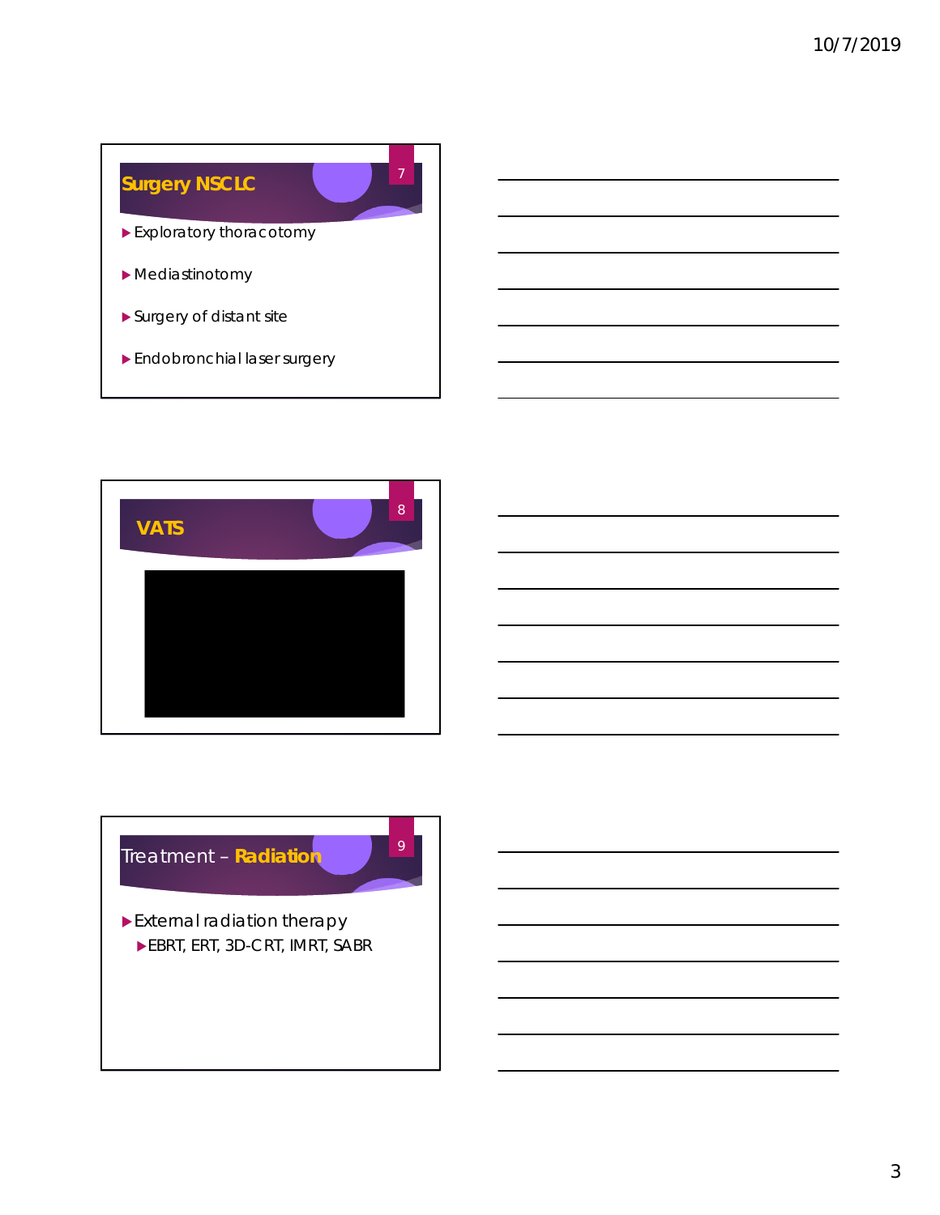## Surgery NSCLC

- Exploratory thoracotomy
- Mediastinotomy
- Surgery of distant site
- Endobronchial laser surgery

## VATS

## Treatment – Radiation

- External radiation therapy
  - EBRT, ERT, 3D-CRT, IMRT, SABR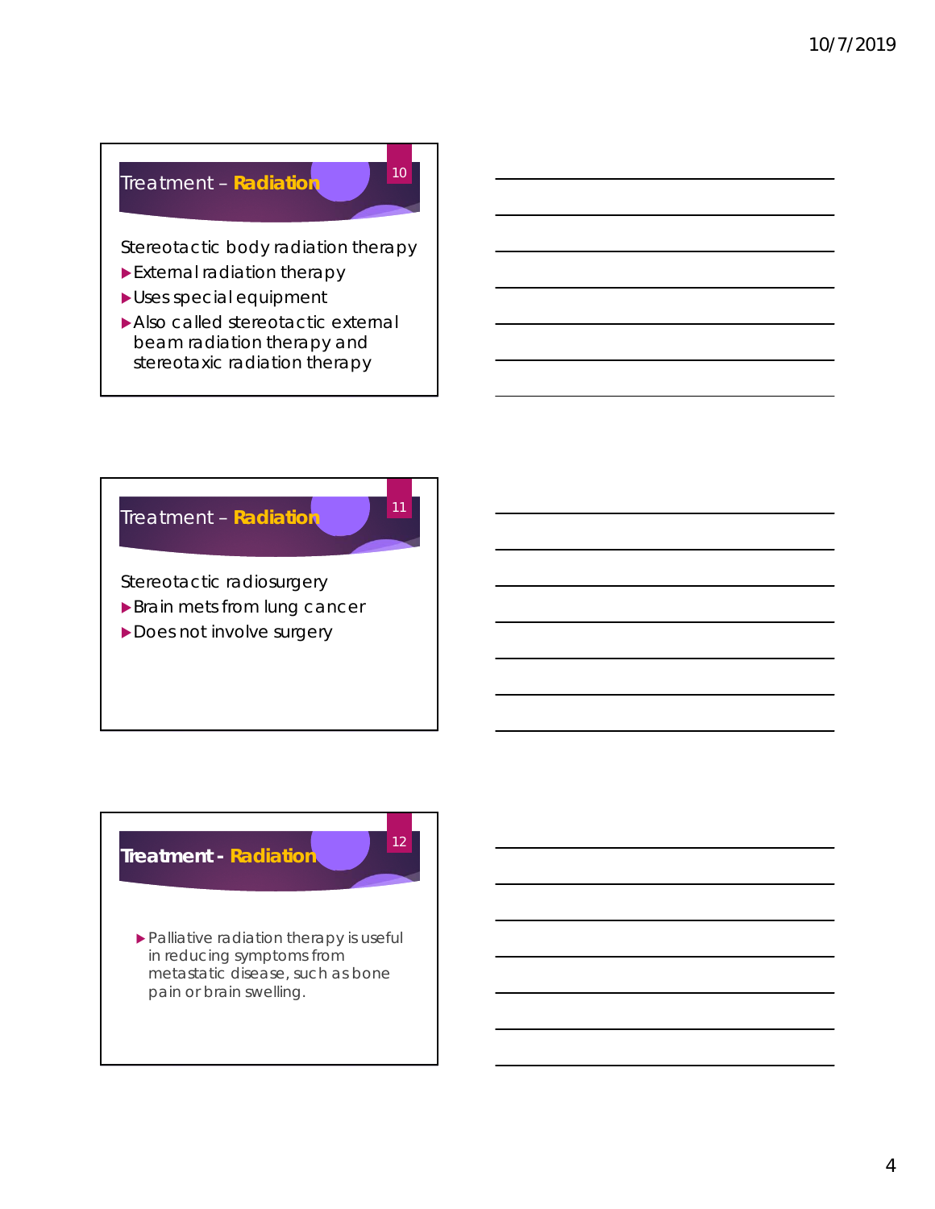## Treatment – **Radiation**

Stereotactic body radiation therapy

- External radiation therapy
- Uses special equipment
- Also called stereotactic external beam radiation therapy and stereotaxic radiation therapy

## Treatment – **Radiation**

Stereotactic radiosurgery

- Brain mets from lung cancer
- Does not involve surgery

## **Treatment - Radiation**

- Palliative radiation therapy is useful in reducing symptoms from metastatic disease, such as bone pain or brain swelling.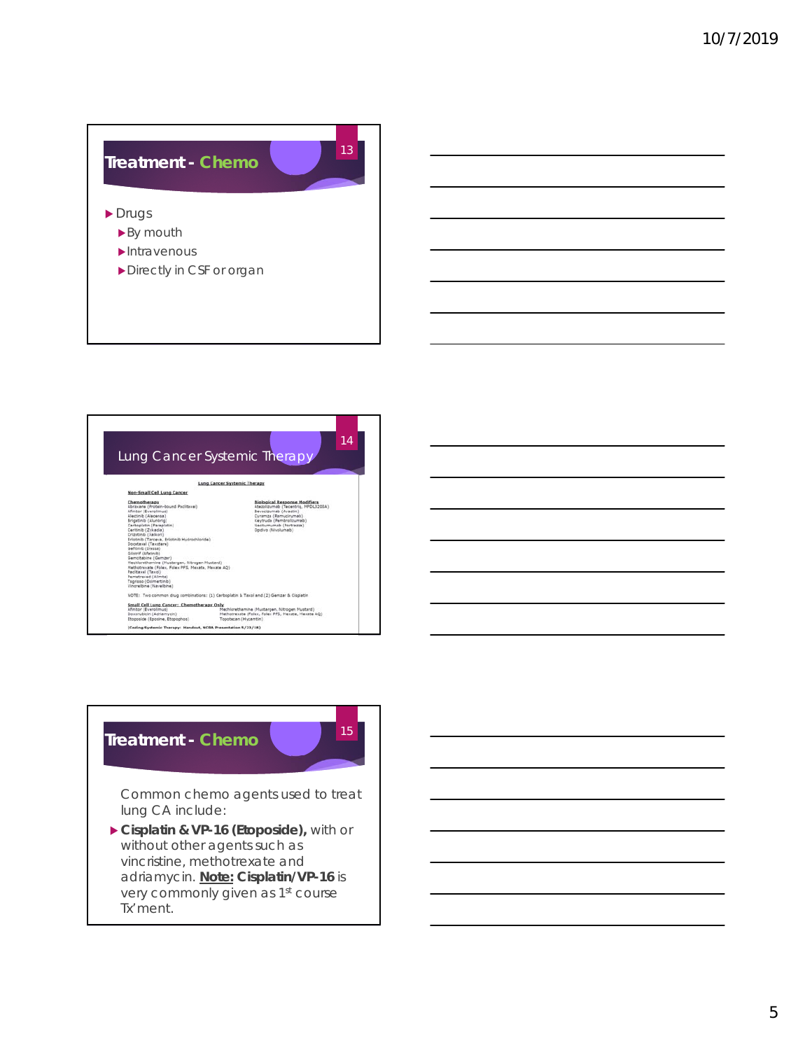## Treatment - Chemo

- Drugs
  - By mouth
  - Intravenous
  - Directly in CSF or organ

## Lung Cancer Systemic Therapy

**Lung Cancer Systemic Therapy**

**Non-Small Cell Lung Cancer**

**Chemotherapy**
Abraxane (Protein-bound Paclitaxel)
Afinitor (Everolimus)
Alectinib (Alecensa)
Brigatinib (Alunbrig)
Carboplatin (Paraplatin)
Ceritinib (Zykadia)
Crizotinib (Xalkori)
Erlotinib (Tarceva, Erlotinib Hydrochloride)
Docetaxel (Taxotere)
Gefitinib (Iressa)
Gilotrif (Afatinib)
Gemcitabine (Gemzar)
Mechlorethamine (Mustargen, Nitrogen Mustard)
Methotrexate (Folex, Folex PFS, Mexate, Mexate AQ)
Paclitaxel (Taxol)
Pemetrexed (Alimta)
Tagrisso (Osimertinib)
Vinorelbine (Navelbine)

**Biological Response Modifiers**
Atezolizumab (Tecentriq, MPDL3280A)
Bevacizumab (Avastin)
Cyramza (Ramucirumab)
Keytruda (Pembrolizumab)
Necitumumab (Portrazza)
Opdivo (Nivolumab)

NOTE: Two common drug combinations: (1) Carboplatin & Taxol and (2) Gemzar & Cisplatin

**Small Cell Lung Cancer: Chemotherapy Only**
Afinitor (Everolimus)
Doxorubicin (Adriamycin)
Etoposide (Eposine, Etopophos)
Mechlorethamine (Mustargen, Nitrogen Mustard)
Methotrexate (Folex, Folex PFS, Mexate, Mexate AQ)
Topotecan (Hycamtin)

**(Coding Systemic Therapy: Handout, NCRA Presentation 5/25/18)**

## Treatment - Chemo

Common chemo agents used to treat lung CA include:

- **Cisplatin & VP-16 (Etoposide),** with or without other agents such as vincristine, methotrexate and adriamycin. **<u>Note:</u> Cisplatin/VP-16** is very commonly given as 1st course Tx'ment.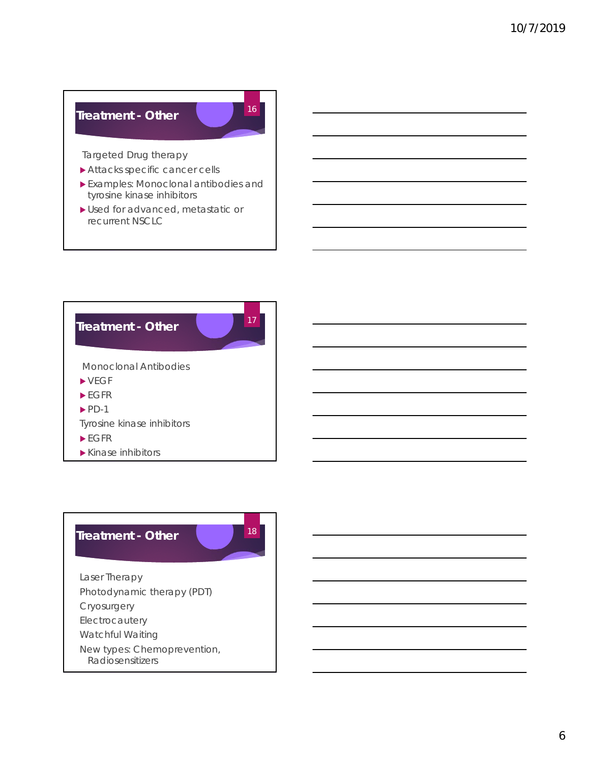## Treatment - Other

16

Targeted Drug therapy

- Attacks specific cancer cells
- Examples: Monoclonal antibodies and tyrosine kinase inhibitors
- Used for advanced, metastatic or recurrent NSCLC

## Treatment - Other

17

Monoclonal Antibodies

- VEGF
- EGFR
- PD-1

Tyrosine kinase inhibitors

- EGFR
- Kinase inhibitors

## Treatment - Other

18

Laser Therapy

Photodynamic therapy (PDT)

Cryosurgery

Electrocautery

Watchful Waiting

New types: Chemoprevention, Radiosensitizers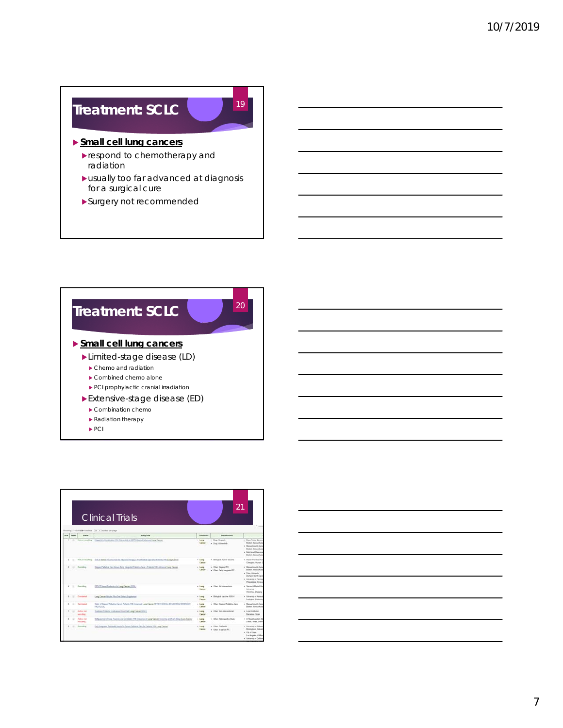## Treatment: SCLC

- **Small cell lung cancers**
  - respond to chemotherapy and radiation
  - usually too far advanced at diagnosis for a surgical cure
  - Surgery not recommended

## Treatment: SCLC

- **Small cell lung cancers**
  - Limited-stage disease (LD)
    - Chemo and radiation
    - Combined chemo alone
    - PCI prophylactic cranial irradiation
  - Extensive-stage disease (ED)
    - Combination chemo
    - Radiation therapy
    - PCI

## Clinical Trials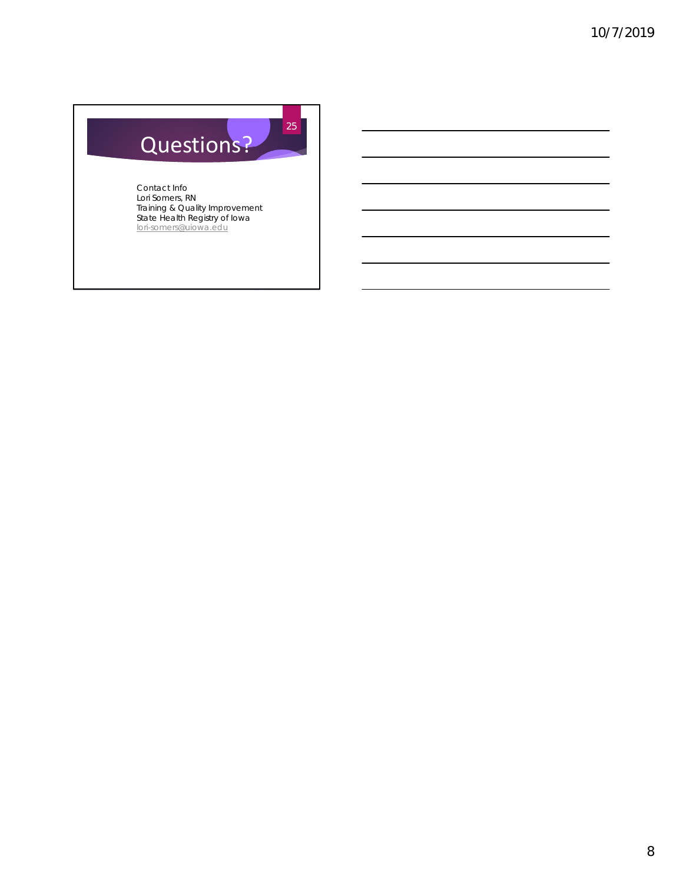# Questions?

Contact Info
Lori Somers, RN
Training & Quality Improvement
State Health Registry of Iowa
lori-somers@uiowa.edu